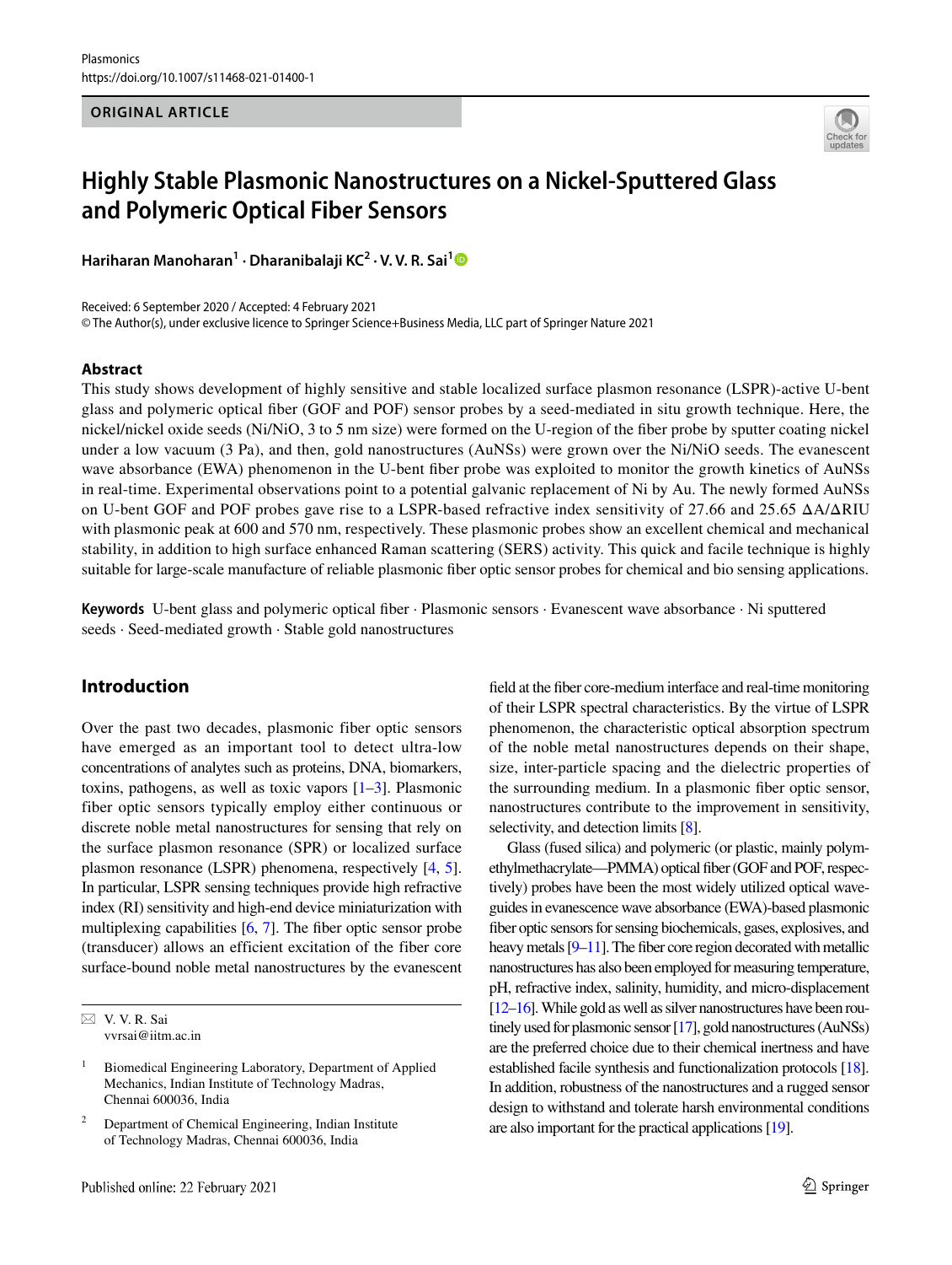ORIGINAL ARTICLE

# Highly Stable Plasmonic Nanostructures on a Nickel-Sputtered Glass and Polymeric Optical Fiber Sensors

**Hariharan Manoharan[1] · Dharanibalaji KC[2] · V. V. R. Sai[1]**

Received: 6 September 2020 / Accepted: 4 February 2021
© The Author(s), under exclusive licence to Springer Science+Business Media, LLC part of Springer Nature 2021

## Abstract

This study shows development of highly sensitive and stable localized surface plasmon resonance (LSPR)-active U-bent glass and polymeric optical fiber (GOF and POF) sensor probes by a seed-mediated in situ growth technique. Here, the nickel/nickel oxide seeds (Ni/NiO, 3 to 5 nm size) were formed on the U-region of the fiber probe by sputter coating nickel under a low vacuum (3 Pa), and then, gold nanostructures (AuNSs) were grown over the Ni/NiO seeds. The evanescent wave absorbance (EWA) phenomenon in the U-bent fiber probe was exploited to monitor the growth kinetics of AuNSs in real-time. Experimental observations point to a potential galvanic replacement of Ni by Au. The newly formed AuNSs on U-bent GOF and POF probes gave rise to a LSPR-based refractive index sensitivity of 27.66 and 25.65 $\Delta A/\Delta RIU$ with plasmonic peak at 600 and 570 nm, respectively. These plasmonic probes show an excellent chemical and mechanical stability, in addition to high surface enhanced Raman scattering (SERS) activity. This quick and facile technique is highly suitable for large-scale manufacture of reliable plasmonic fiber optic sensor probes for chemical and bio sensing applications.

**Keywords** U-bent glass and polymeric optical fiber · Plasmonic sensors · Evanescent wave absorbance · Ni sputtered seeds · Seed-mediated growth · Stable gold nanostructures

## Introduction

Over the past two decades, plasmonic fiber optic sensors have emerged as an important tool to detect ultra-low concentrations of analytes such as proteins, DNA, biomarkers, toxins, pathogens, as well as toxic vapors [1–3]. Plasmonic fiber optic sensors typically employ either continuous or discrete noble metal nanostructures for sensing that rely on the surface plasmon resonance (SPR) or localized surface plasmon resonance (LSPR) phenomena, respectively [4, 5]. In particular, LSPR sensing techniques provide high refractive index (RI) sensitivity and high-end device miniaturization with multiplexing capabilities [6, 7]. The fiber optic sensor probe (transducer) allows an efficient excitation of the fiber core surface-bound noble metal nanostructures by the evanescent field at the fiber core-medium interface and real-time monitoring of their LSPR spectral characteristics. By the virtue of LSPR phenomenon, the characteristic optical absorption spectrum of the noble metal nanostructures depends on their shape, size, inter-particle spacing and the dielectric properties of the surrounding medium. In a plasmonic fiber optic sensor, nanostructures contribute to the improvement in sensitivity, selectivity, and detection limits [8].

Glass (fused silica) and polymeric (or plastic, mainly polymethylmethacrylate—PMMA) optical fiber (GOF and POF, respectively) probes have been the most widely utilized optical waveguides in evanescence wave absorbance (EWA)-based plasmonic fiber optic sensors for sensing biochemicals, gases, explosives, and heavy metals [9–11]. The fiber core region decorated with metallic nanostructures has also been employed for measuring temperature, pH, refractive index, salinity, humidity, and micro-displacement [12–16]. While gold as well as silver nanostructures have been routinely used for plasmonic sensor [17], gold nanostructures (AuNSs) are the preferred choice due to their chemical inertness and have established facile synthesis and functionalization protocols [18]. In addition, robustness of the nanostructures and a rugged sensor design to withstand and tolerate harsh environmental conditions are also important for the practical applications [19].

---

✉ V. V. R. Sai
vvrsai@iitm.ac.in

[1] Biomedical Engineering Laboratory, Department of Applied Mechanics, Indian Institute of Technology Madras, Chennai 600036, India

[2] Department of Chemical Engineering, Indian Institute of Technology Madras, Chennai 600036, India

Published online: 22 February 2021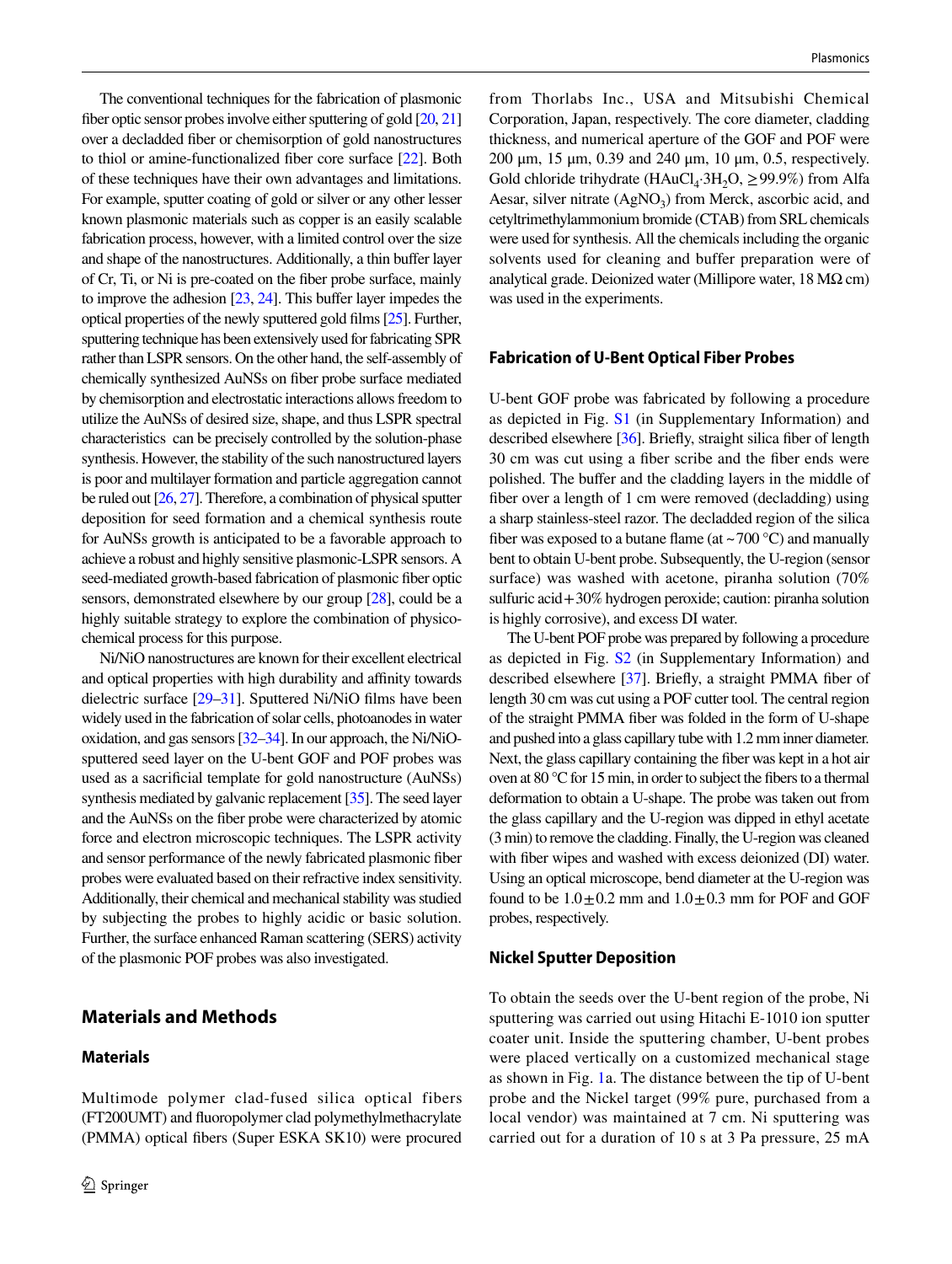The conventional techniques for the fabrication of plasmonic fiber optic sensor probes involve either sputtering of gold [20, 21] over a decladded fiber or chemisorption of gold nanostructures to thiol or amine-functionalized fiber core surface [22]. Both of these techniques have their own advantages and limitations. For example, sputter coating of gold or silver or any other lesser known plasmonic materials such as copper is an easily scalable fabrication process, however, with a limited control over the size and shape of the nanostructures. Additionally, a thin buffer layer of Cr, Ti, or Ni is pre-coated on the fiber probe surface, mainly to improve the adhesion [23, 24]. This buffer layer impedes the optical properties of the newly sputtered gold films [25]. Further, sputtering technique has been extensively used for fabricating SPR rather than LSPR sensors. On the other hand, the self-assembly of chemically synthesized AuNSs on fiber probe surface mediated by chemisorption and electrostatic interactions allows freedom to utilize the AuNSs of desired size, shape, and thus LSPR spectral characteristics can be precisely controlled by the solution-phase synthesis. However, the stability of the such nanostructured layers is poor and multilayer formation and particle aggregation cannot be ruled out [26, 27]. Therefore, a combination of physical sputter deposition for seed formation and a chemical synthesis route for AuNSs growth is anticipated to be a favorable approach to achieve a robust and highly sensitive plasmonic-LSPR sensors. A seed-mediated growth-based fabrication of plasmonic fiber optic sensors, demonstrated elsewhere by our group [28], could be a highly suitable strategy to explore the combination of physico-chemical process for this purpose.

Ni/NiO nanostructures are known for their excellent electrical and optical properties with high durability and affinity towards dielectric surface [29–31]. Sputtered Ni/NiO films have been widely used in the fabrication of solar cells, photoanodes in water oxidation, and gas sensors [32–34]. In our approach, the Ni/NiO-sputtered seed layer on the U-bent GOF and POF probes was used as a sacrificial template for gold nanostructure (AuNSs) synthesis mediated by galvanic replacement [35]. The seed layer and the AuNSs on the fiber probe were characterized by atomic force and electron microscopic techniques. The LSPR activity and sensor performance of the newly fabricated plasmonic fiber probes were evaluated based on their refractive index sensitivity. Additionally, their chemical and mechanical stability was studied by subjecting the probes to highly acidic or basic solution. Further, the surface enhanced Raman scattering (SERS) activity of the plasmonic POF probes was also investigated.

## Materials and Methods

### Materials

Multimode polymer clad-fused silica optical fibers (FT200UMT) and fluoropolymer clad polymethylmethacrylate (PMMA) optical fibers (Super ESKA SK10) were procured from Thorlabs Inc., USA and Mitsubishi Chemical Corporation, Japan, respectively. The core diameter, cladding thickness, and numerical aperture of the GOF and POF were 200 µm, 15 µm, 0.39 and 240 µm, 10 µm, 0.5, respectively. Gold chloride trihydrate ($HAuCl_4{\cdot}3H_2O$, ≥99.9%) from Alfa Aesar, silver nitrate ($AgNO_3$) from Merck, ascorbic acid, and cetyltrimethylammonium bromide (CTAB) from SRL chemicals were used for synthesis. All the chemicals including the organic solvents used for cleaning and buffer preparation were of analytical grade. Deionized water (Millipore water, 18 MΩ cm) was used in the experiments.

### Fabrication of U-Bent Optical Fiber Probes

U-bent GOF probe was fabricated by following a procedure as depicted in Fig. S1 (in Supplementary Information) and described elsewhere [36]. Briefly, straight silica fiber of length 30 cm was cut using a fiber scribe and the fiber ends were polished. The buffer and the cladding layers in the middle of fiber over a length of 1 cm were removed (decladding) using a sharp stainless-steel razor. The decladded region of the silica fiber was exposed to a butane flame (at ~700 °C) and manually bent to obtain U-bent probe. Subsequently, the U-region (sensor surface) was washed with acetone, piranha solution (70% sulfuric acid + 30% hydrogen peroxide; caution: piranha solution is highly corrosive), and excess DI water.

The U-bent POF probe was prepared by following a procedure as depicted in Fig. S2 (in Supplementary Information) and described elsewhere [37]. Briefly, a straight PMMA fiber of length 30 cm was cut using a POF cutter tool. The central region of the straight PMMA fiber was folded in the form of U-shape and pushed into a glass capillary tube with 1.2 mm inner diameter. Next, the glass capillary containing the fiber was kept in a hot air oven at 80 °C for 15 min, in order to subject the fibers to a thermal deformation to obtain a U-shape. The probe was taken out from the glass capillary and the U-region was dipped in ethyl acetate (3 min) to remove the cladding. Finally, the U-region was cleaned with fiber wipes and washed with excess deionized (DI) water. Using an optical microscope, bend diameter at the U-region was found to be 1.0 ± 0.2 mm and 1.0 ± 0.3 mm for POF and GOF probes, respectively.

### Nickel Sputter Deposition

To obtain the seeds over the U-bent region of the probe, Ni sputtering was carried out using Hitachi E-1010 ion sputter coater unit. Inside the sputtering chamber, U-bent probes were placed vertically on a customized mechanical stage as shown in Fig. 1a. The distance between the tip of U-bent probe and the Nickel target (99% pure, purchased from a local vendor) was maintained at 7 cm. Ni sputtering was carried out for a duration of 10 s at 3 Pa pressure, 25 mA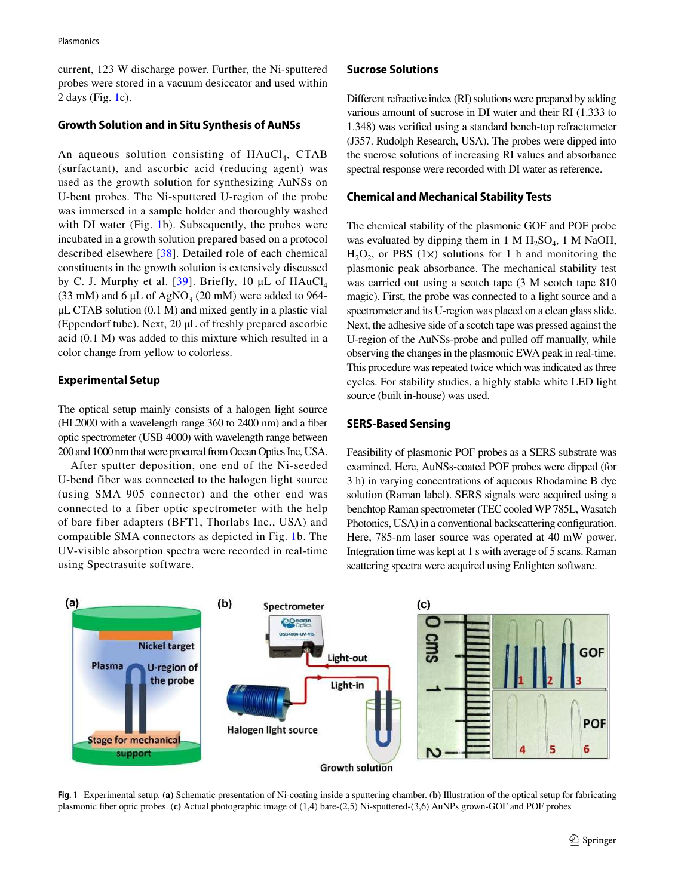current, 123 W discharge power. Further, the Ni-sputtered probes were stored in a vacuum desiccator and used within 2 days (Fig. 1c).

## Growth Solution and in Situ Synthesis of AuNSs

An aqueous solution consisting of $HAuCl_4$, CTAB (surfactant), and ascorbic acid (reducing agent) was used as the growth solution for synthesizing AuNSs on U-bent probes. The Ni-sputtered U-region of the probe was immersed in a sample holder and thoroughly washed with DI water (Fig. 1b). Subsequently, the probes were incubated in a growth solution prepared based on a protocol described elsewhere [38]. Detailed role of each chemical constituents in the growth solution is extensively discussed by C. J. Murphy et al. [39]. Briefly, 10 μL of $HAuCl_4$ (33 mM) and 6 μL of $AgNO_3$ (20 mM) were added to 964-μL CTAB solution (0.1 M) and mixed gently in a plastic vial (Eppendorf tube). Next, 20 μL of freshly prepared ascorbic acid (0.1 M) was added to this mixture which resulted in a color change from yellow to colorless.

## Experimental Setup

The optical setup mainly consists of a halogen light source (HL2000 with a wavelength range 360 to 2400 nm) and a fiber optic spectrometer (USB 4000) with wavelength range between 200 and 1000 nm that were procured from Ocean Optics Inc, USA.

After sputter deposition, one end of the Ni-seeded U-bend fiber was connected to the halogen light source (using SMA 905 connector) and the other end was connected to a fiber optic spectrometer with the help of bare fiber adapters (BFT1, Thorlabs Inc., USA) and compatible SMA connectors as depicted in Fig. 1b. The UV-visible absorption spectra were recorded in real-time using Spectrasuite software.

## Sucrose Solutions

Different refractive index (RI) solutions were prepared by adding various amount of sucrose in DI water and their RI (1.333 to 1.348) was verified using a standard bench-top refractometer (J357. Rudolph Research, USA). The probes were dipped into the sucrose solutions of increasing RI values and absorbance spectral response were recorded with DI water as reference.

## Chemical and Mechanical Stability Tests

The chemical stability of the plasmonic GOF and POF probe was evaluated by dipping them in 1 M $H_2SO_4$, 1 M NaOH, $H_2O_2$, or PBS (1×) solutions for 1 h and monitoring the plasmonic peak absorbance. The mechanical stability test was carried out using a scotch tape (3 M scotch tape 810 magic). First, the probe was connected to a light source and a spectrometer and its U-region was placed on a clean glass slide. Next, the adhesive side of a scotch tape was pressed against the U-region of the AuNSs-probe and pulled off manually, while observing the changes in the plasmonic EWA peak in real-time. This procedure was repeated twice which was indicated as three cycles. For stability studies, a highly stable white LED light source (built in-house) was used.

## SERS-Based Sensing

Feasibility of plasmonic POF probes as a SERS substrate was examined. Here, AuNSs-coated POF probes were dipped (for 3 h) in varying concentrations of aqueous Rhodamine B dye solution (Raman label). SERS signals were acquired using a benchtop Raman spectrometer (TEC cooled WP 785L, Wasatch Photonics, USA) in a conventional backscattering configuration. Here, 785-nm laser source was operated at 40 mW power. Integration time was kept at 1 s with average of 5 scans. Raman scattering spectra were acquired using Enlighten software.

**Fig. 1** Experimental setup. (**a**) Schematic presentation of Ni-coating inside a sputtering chamber. (**b**) Illustration of the optical setup for fabricating plasmonic fiber optic probes. (**c**) Actual photographic image of (1,4) bare-(2,5) Ni-sputtered-(3,6) AuNPs grown-GOF and POF probes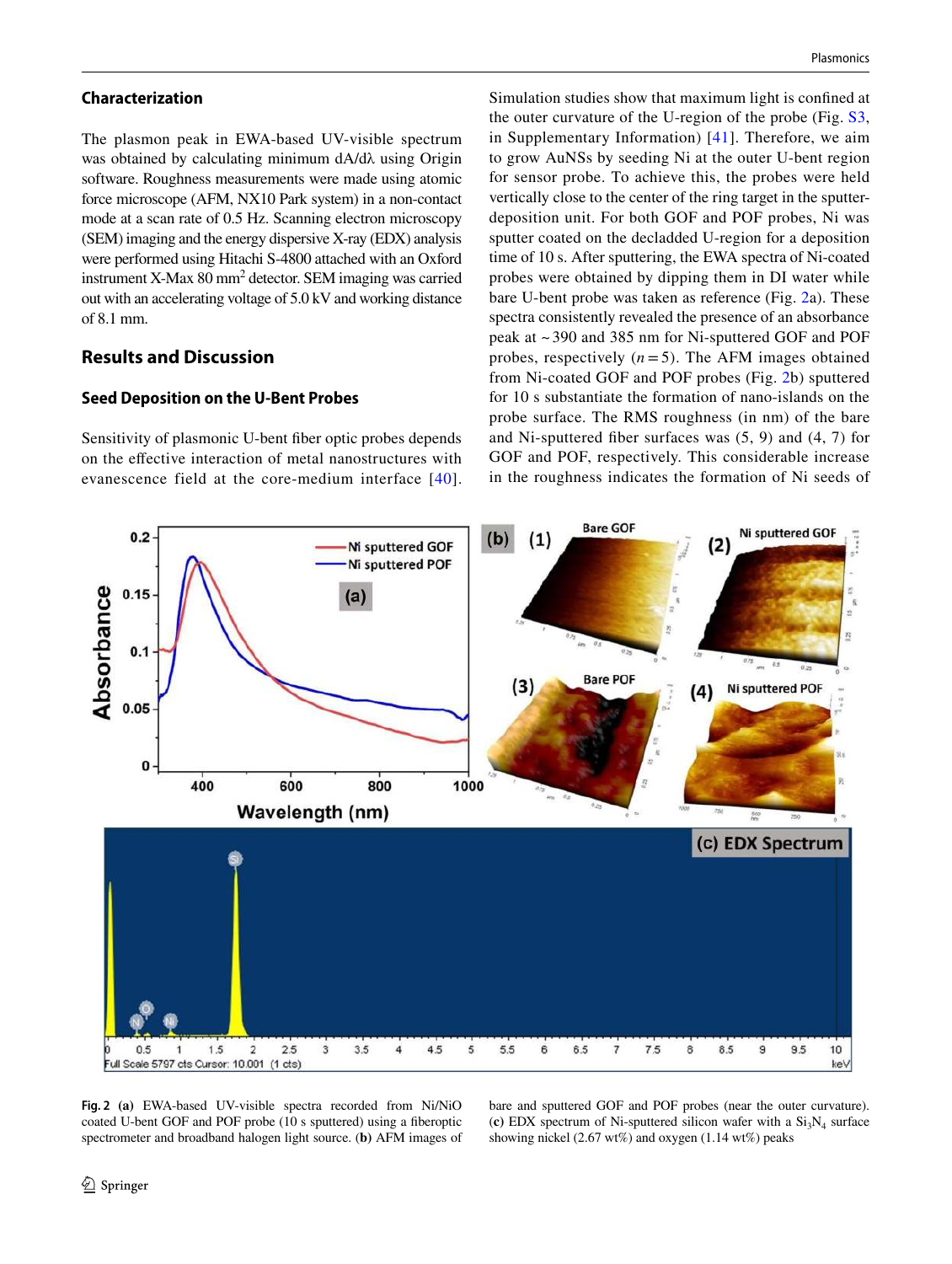### Characterization

The plasmon peak in EWA-based UV-visible spectrum was obtained by calculating minimum dA/dλ using Origin software. Roughness measurements were made using atomic force microscope (AFM, NX10 Park system) in a non-contact mode at a scan rate of 0.5 Hz. Scanning electron microscopy (SEM) imaging and the energy dispersive X-ray (EDX) analysis were performed using Hitachi S-4800 attached with an Oxford instrument X-Max 80 $mm^2$ detector. SEM imaging was carried out with an accelerating voltage of 5.0 kV and working distance of 8.1 mm.

## Results and Discussion

### Seed Deposition on the U-Bent Probes

Sensitivity of plasmonic U-bent fiber optic probes depends on the effective interaction of metal nanostructures with evanescence field at the core-medium interface [40]. Simulation studies show that maximum light is confined at the outer curvature of the U-region of the probe (Fig. S3, in Supplementary Information) [41]. Therefore, we aim to grow AuNSs by seeding Ni at the outer U-bent region for sensor probe. To achieve this, the probes were held vertically close to the center of the ring target in the sputter-deposition unit. For both GOF and POF probes, Ni was sputter coated on the decladded U-region for a deposition time of 10 s. After sputtering, the EWA spectra of Ni-coated probes were obtained by dipping them in DI water while bare U-bent probe was taken as reference (Fig. 2a). These spectra consistently revealed the presence of an absorbance peak at ~390 and 385 nm for Ni-sputtered GOF and POF probes, respectively ($n = 5$). The AFM images obtained from Ni-coated GOF and POF probes (Fig. 2b) sputtered for 10 s substantiate the formation of nano-islands on the probe surface. The RMS roughness (in nm) of the bare and Ni-sputtered fiber surfaces was (5, 9) and (4, 7) for GOF and POF, respectively. This considerable increase in the roughness indicates the formation of Ni seeds of

**Fig. 2** **(a)** EWA-based UV-visible spectra recorded from Ni/NiO coated U-bent GOF and POF probe (10 s sputtered) using a fiberoptic spectrometer and broadband halogen light source. **(b)** AFM images of bare and sputtered GOF and POF probes (near the outer curvature). **(c)** EDX spectrum of Ni-sputtered silicon wafer with a $Si_3N_4$ surface showing nickel (2.67 wt%) and oxygen (1.14 wt%) peaks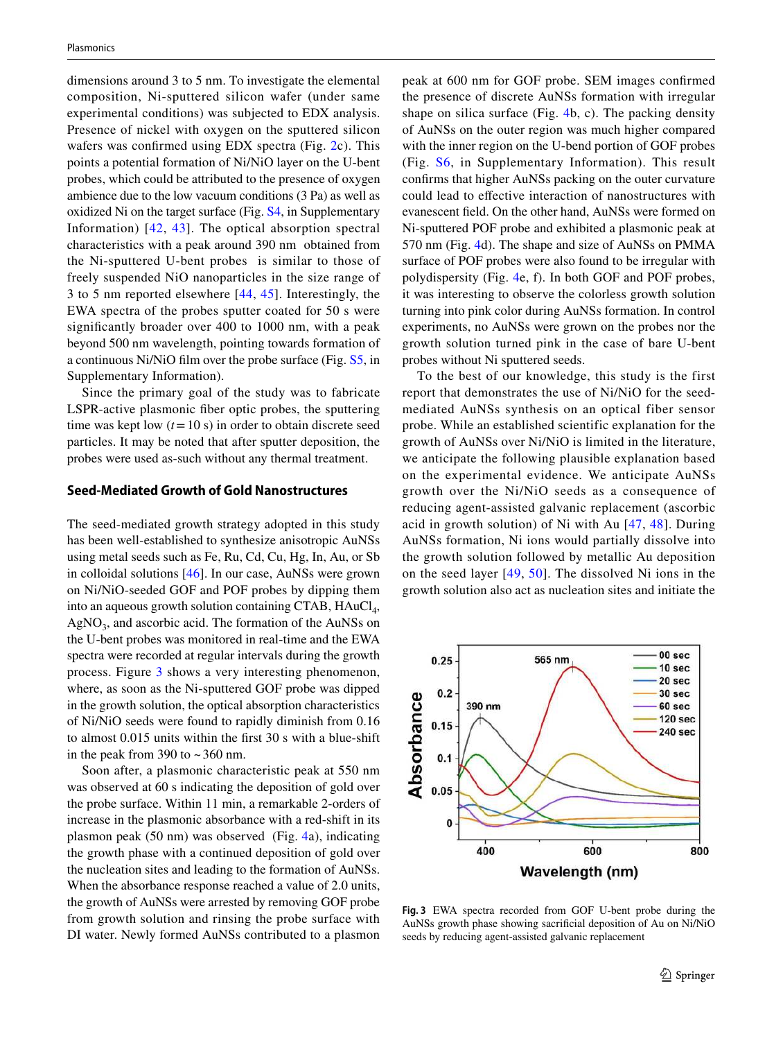dimensions around 3 to 5 nm. To investigate the elemental composition, Ni-sputtered silicon wafer (under same experimental conditions) was subjected to EDX analysis. Presence of nickel with oxygen on the sputtered silicon wafers was confirmed using EDX spectra (Fig. 2c). This points a potential formation of Ni/NiO layer on the U-bent probes, which could be attributed to the presence of oxygen ambience due to the low vacuum conditions (3 Pa) as well as oxidized Ni on the target surface (Fig. S4, in Supplementary Information) [42, 43]. The optical absorption spectral characteristics with a peak around 390 nm obtained from the Ni-sputtered U-bent probes is similar to those of freely suspended NiO nanoparticles in the size range of 3 to 5 nm reported elsewhere [44, 45]. Interestingly, the EWA spectra of the probes sputter coated for 50 s were significantly broader over 400 to 1000 nm, with a peak beyond 500 nm wavelength, pointing towards formation of a continuous Ni/NiO film over the probe surface (Fig. S5, in Supplementary Information).

Since the primary goal of the study was to fabricate LSPR-active plasmonic fiber optic probes, the sputtering time was kept low ($t = 10$ s) in order to obtain discrete seed particles. It may be noted that after sputter deposition, the probes were used as-such without any thermal treatment.

## Seed-Mediated Growth of Gold Nanostructures

The seed-mediated growth strategy adopted in this study has been well-established to synthesize anisotropic AuNSs using metal seeds such as Fe, Ru, Cd, Cu, Hg, In, Au, or Sb in colloidal solutions [46]. In our case, AuNSs were grown on Ni/NiO-seeded GOF and POF probes by dipping them into an aqueous growth solution containing CTAB, $HAuCl_4$, $AgNO_3$, and ascorbic acid. The formation of the AuNSs on the U-bent probes was monitored in real-time and the EWA spectra were recorded at regular intervals during the growth process. Figure 3 shows a very interesting phenomenon, where, as soon as the Ni-sputtered GOF probe was dipped in the growth solution, the optical absorption characteristics of Ni/NiO seeds were found to rapidly diminish from 0.16 to almost 0.015 units within the first 30 s with a blue-shift in the peak from 390 to ~360 nm.

Soon after, a plasmonic characteristic peak at 550 nm was observed at 60 s indicating the deposition of gold over the probe surface. Within 11 min, a remarkable 2-orders of increase in the plasmonic absorbance with a red-shift in its plasmon peak (50 nm) was observed (Fig. 4a), indicating the growth phase with a continued deposition of gold over the nucleation sites and leading to the formation of AuNSs. When the absorbance response reached a value of 2.0 units, the growth of AuNSs were arrested by removing GOF probe from growth solution and rinsing the probe surface with DI water. Newly formed AuNSs contributed to a plasmon peak at 600 nm for GOF probe. SEM images confirmed the presence of discrete AuNSs formation with irregular shape on silica surface (Fig. 4b, c). The packing density of AuNSs on the outer region was much higher compared with the inner region on the U-bend portion of GOF probes (Fig. S6, in Supplementary Information). This result confirms that higher AuNSs packing on the outer curvature could lead to effective interaction of nanostructures with evanescent field. On the other hand, AuNSs were formed on Ni-sputtered POF probe and exhibited a plasmonic peak at 570 nm (Fig. 4d). The shape and size of AuNSs on PMMA surface of POF probes were also found to be irregular with polydispersity (Fig. 4e, f). In both GOF and POF probes, it was interesting to observe the colorless growth solution turning into pink color during AuNSs formation. In control experiments, no AuNSs were grown on the probes nor the growth solution turned pink in the case of bare U-bent probes without Ni sputtered seeds.

To the best of our knowledge, this study is the first report that demonstrates the use of Ni/NiO for the seed-mediated AuNSs synthesis on an optical fiber sensor probe. While an established scientific explanation for the growth of AuNSs over Ni/NiO is limited in the literature, we anticipate the following plausible explanation based on the experimental evidence. We anticipate AuNSs growth over the Ni/NiO seeds as a consequence of reducing agent-assisted galvanic replacement (ascorbic acid in growth solution) of Ni with Au [47, 48]. During AuNSs formation, Ni ions would partially dissolve into the growth solution followed by metallic Au deposition on the seed layer [49, 50]. The dissolved Ni ions in the growth solution also act as nucleation sites and initiate the

**Fig. 3** EWA spectra recorded from GOF U-bent probe during the AuNSs growth phase showing sacrificial deposition of Au on Ni/NiO seeds by reducing agent-assisted galvanic replacement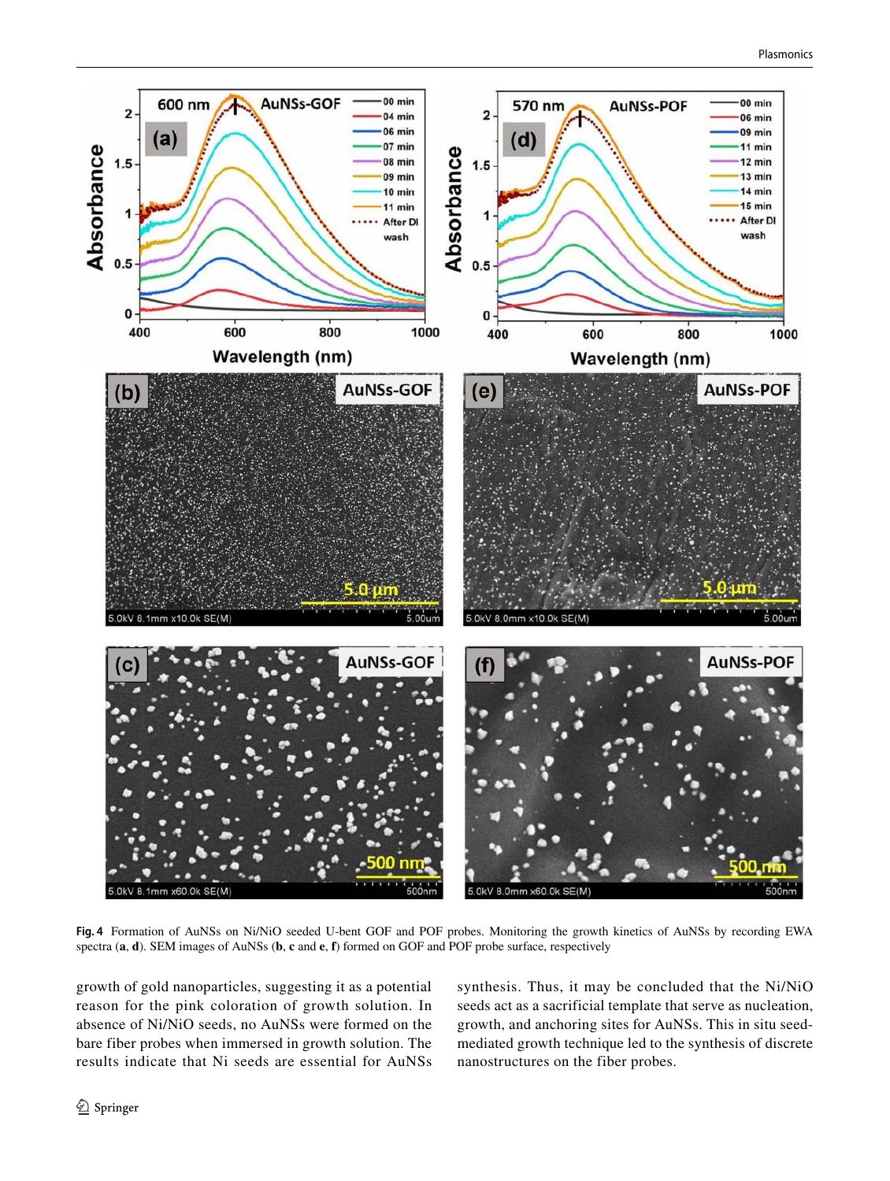**Fig. 4** Formation of AuNSs on Ni/NiO seeded U-bent GOF and POF probes. Monitoring the growth kinetics of AuNSs by recording EWA spectra (**a**, **d**). SEM images of AuNSs (**b**, **c** and **e**, **f**) formed on GOF and POF probe surface, respectively

growth of gold nanoparticles, suggesting it as a potential reason for the pink coloration of growth solution. In absence of Ni/NiO seeds, no AuNSs were formed on the bare fiber probes when immersed in growth solution. The results indicate that Ni seeds are essential for AuNSs synthesis. Thus, it may be concluded that the Ni/NiO seeds act as a sacrificial template that serve as nucleation, growth, and anchoring sites for AuNSs. This in situ seed-mediated growth technique led to the synthesis of discrete nanostructures on the fiber probes.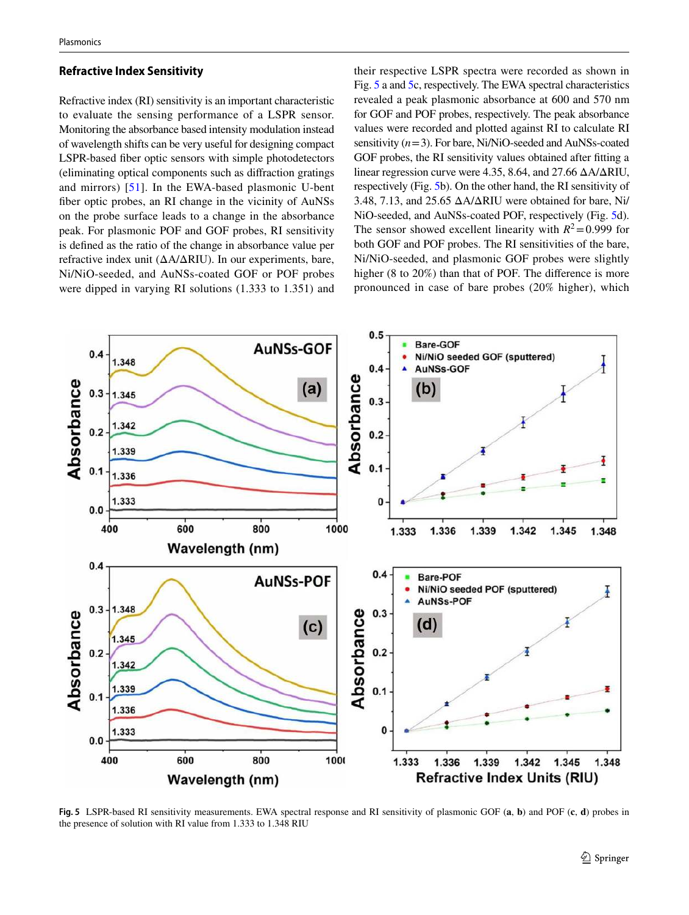### Refractive Index Sensitivity

Refractive index (RI) sensitivity is an important characteristic to evaluate the sensing performance of a LSPR sensor. Monitoring the absorbance based intensity modulation instead of wavelength shifts can be very useful for designing compact LSPR-based fiber optic sensors with simple photodetectors (eliminating optical components such as diffraction gratings and mirrors) [51]. In the EWA-based plasmonic U-bent fiber optic probes, an RI change in the vicinity of AuNSs on the probe surface leads to a change in the absorbance peak. For plasmonic POF and GOF probes, RI sensitivity is defined as the ratio of the change in absorbance value per refractive index unit (ΔA/ΔRIU). In our experiments, bare, Ni/NiO-seeded, and AuNSs-coated GOF or POF probes were dipped in varying RI solutions (1.333 to 1.351) and their respective LSPR spectra were recorded as shown in Fig. 5 a and 5c, respectively. The EWA spectral characteristics revealed a peak plasmonic absorbance at 600 and 570 nm for GOF and POF probes, respectively. The peak absorbance values were recorded and plotted against RI to calculate RI sensitivity ($n=3$). For bare, Ni/NiO-seeded and AuNSs-coated GOF probes, the RI sensitivity values obtained after fitting a linear regression curve were 4.35, 8.64, and 27.66 ΔA/ΔRIU, respectively (Fig. 5b). On the other hand, the RI sensitivity of 3.48, 7.13, and 25.65 ΔA/ΔRIU were obtained for bare, Ni/NiO-seeded, and AuNSs-coated POF, respectively (Fig. 5d). The sensor showed excellent linearity with $R^2=0.999$ for both GOF and POF probes. The RI sensitivities of the bare, Ni/NiO-seeded, and plasmonic GOF probes were slightly higher (8 to 20%) than that of POF. The difference is more pronounced in case of bare probes (20% higher), which

**Fig. 5** LSPR-based RI sensitivity measurements. EWA spectral response and RI sensitivity of plasmonic GOF (**a**, **b**) and POF (**c**, **d**) probes in the presence of solution with RI value from 1.333 to 1.348 RIU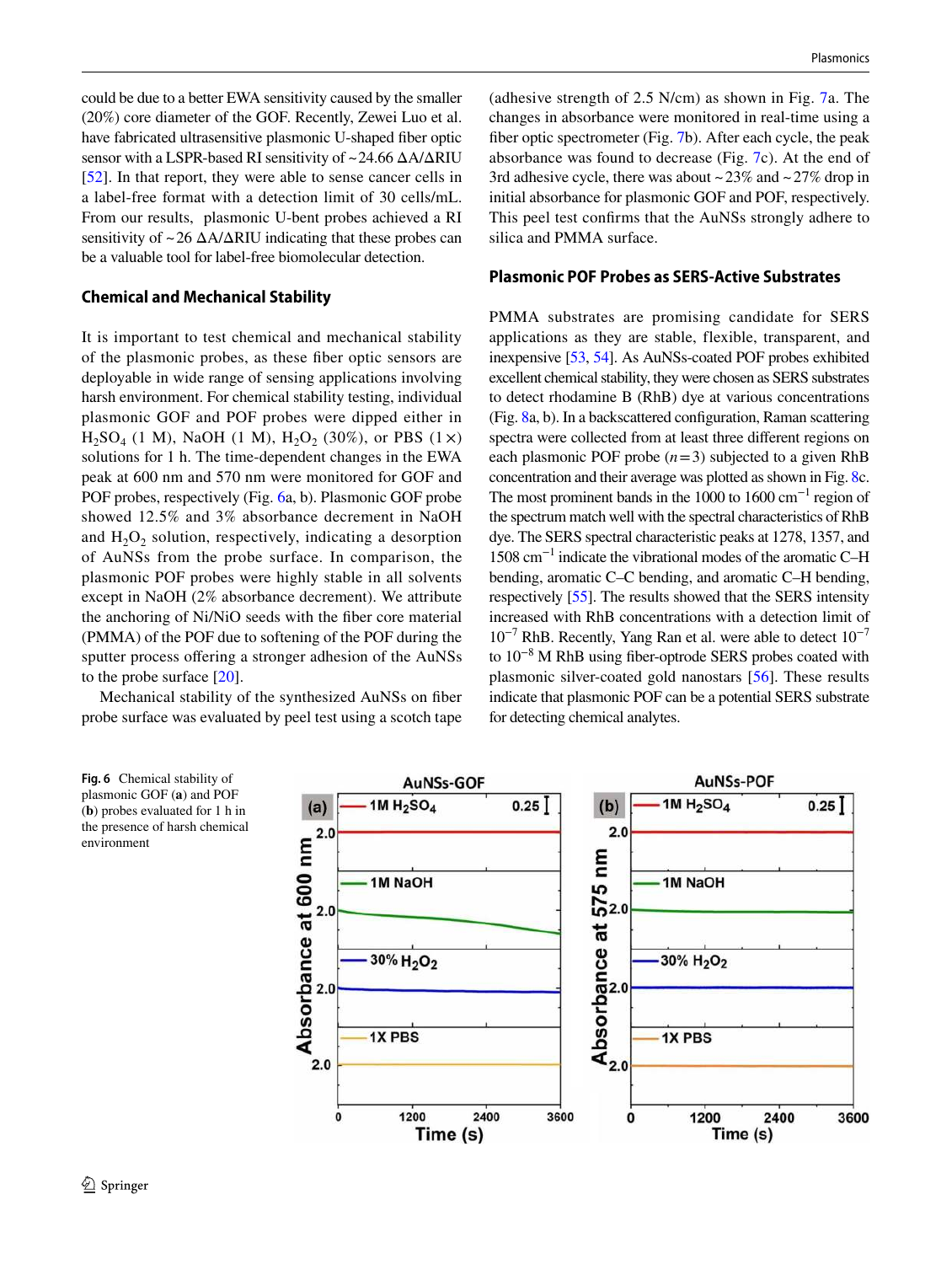could be due to a better EWA sensitivity caused by the smaller (20%) core diameter of the GOF. Recently, Zewei Luo et al. have fabricated ultrasensitive plasmonic U-shaped fiber optic sensor with a LSPR-based RI sensitivity of ~24.66 ΔA/ΔRIU [52]. In that report, they were able to sense cancer cells in a label-free format with a detection limit of 30 cells/mL. From our results, plasmonic U-bent probes achieved a RI sensitivity of ~26 ΔA/ΔRIU indicating that these probes can be a valuable tool for label-free biomolecular detection.

### Chemical and Mechanical Stability

It is important to test chemical and mechanical stability of the plasmonic probes, as these fiber optic sensors are deployable in wide range of sensing applications involving harsh environment. For chemical stability testing, individual plasmonic GOF and POF probes were dipped either in $H_2SO_4$ (1 M), NaOH (1 M), $H_2O_2$ (30%), or PBS (1×) solutions for 1 h. The time-dependent changes in the EWA peak at 600 nm and 570 nm were monitored for GOF and POF probes, respectively (Fig. 6a, b). Plasmonic GOF probe showed 12.5% and 3% absorbance decrement in NaOH and $H_2O_2$ solution, respectively, indicating a desorption of AuNSs from the probe surface. In comparison, the plasmonic POF probes were highly stable in all solvents except in NaOH (2% absorbance decrement). We attribute the anchoring of Ni/NiO seeds with the fiber core material (PMMA) of the POF due to softening of the POF during the sputter process offering a stronger adhesion of the AuNSs to the probe surface [20].

Mechanical stability of the synthesized AuNSs on fiber probe surface was evaluated by peel test using a scotch tape (adhesive strength of 2.5 N/cm) as shown in Fig. 7a. The changes in absorbance were monitored in real-time using a fiber optic spectrometer (Fig. 7b). After each cycle, the peak absorbance was found to decrease (Fig. 7c). At the end of 3rd adhesive cycle, there was about ~23% and ~27% drop in initial absorbance for plasmonic GOF and POF, respectively. This peel test confirms that the AuNSs strongly adhere to silica and PMMA surface.

### Plasmonic POF Probes as SERS-Active Substrates

PMMA substrates are promising candidate for SERS applications as they are stable, flexible, transparent, and inexpensive [53, 54]. As AuNSs-coated POF probes exhibited excellent chemical stability, they were chosen as SERS substrates to detect rhodamine B (RhB) dye at various concentrations (Fig. 8a, b). In a backscattered configuration, Raman scattering spectra were collected from at least three different regions on each plasmonic POF probe ($n=3$) subjected to a given RhB concentration and their average was plotted as shown in Fig. 8c. The most prominent bands in the 1000 to 1600 $cm^{-1}$ region of the spectrum match well with the spectral characteristics of RhB dye. The SERS spectral characteristic peaks at 1278, 1357, and 1508 $cm^{-1}$ indicate the vibrational modes of the aromatic C–H bending, aromatic C–C bending, and aromatic C–H bending, respectively [55]. The results showed that the SERS intensity increased with RhB concentrations with a detection limit of $10^{-7}$ RhB. Recently, Yang Ran et al. were able to detect $10^{-7}$ to $10^{-8}$ M RhB using fiber-optrode SERS probes coated with plasmonic silver-coated gold nanostars [56]. These results indicate that plasmonic POF can be a potential SERS substrate for detecting chemical analytes.

**Fig. 6** Chemical stability of plasmonic GOF (**a**) and POF (**b**) probes evaluated for 1 h in the presence of harsh chemical environment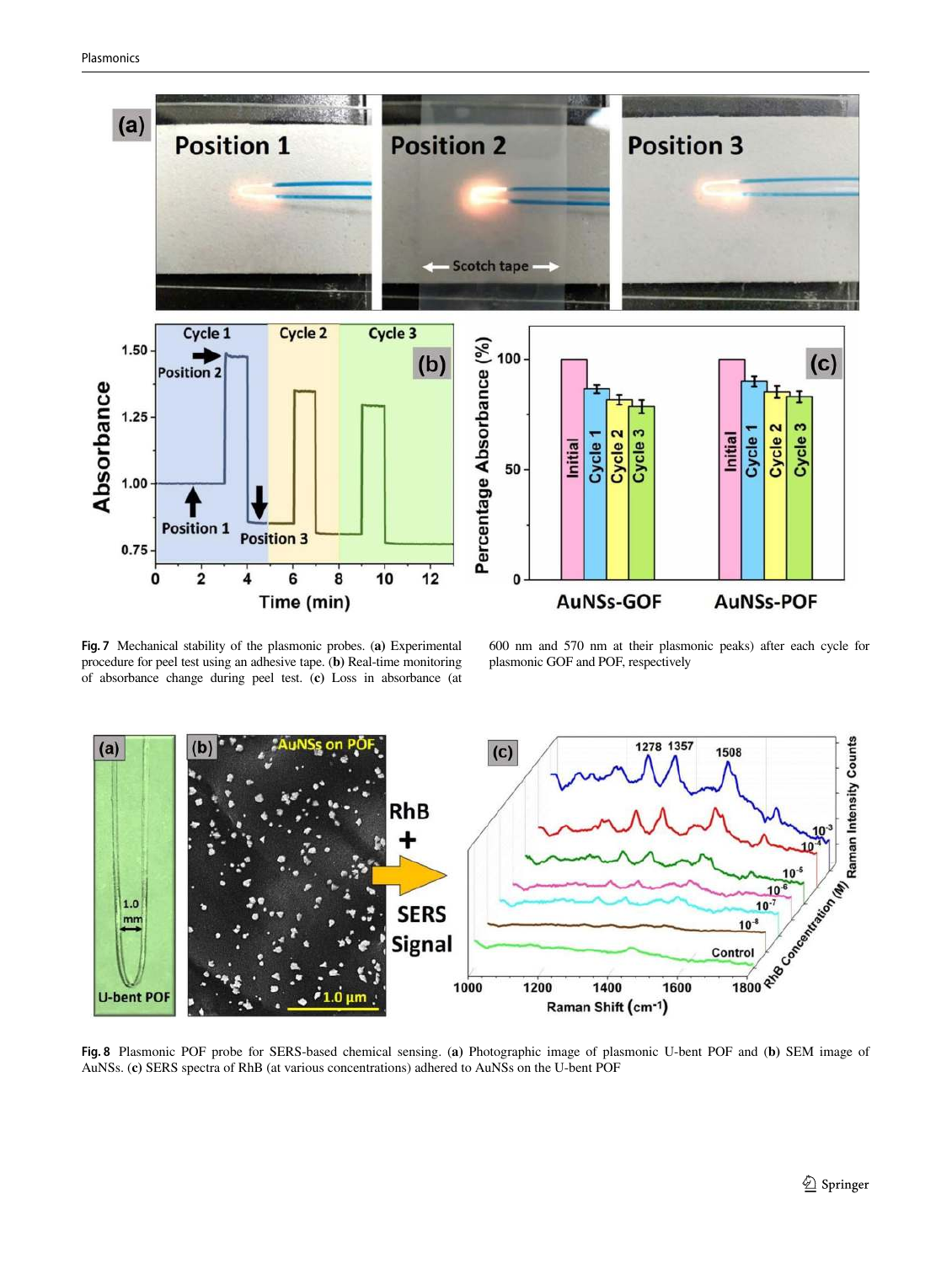**Fig. 7** Mechanical stability of the plasmonic probes. (**a**) Experimental procedure for peel test using an adhesive tape. (**b**) Real-time monitoring of absorbance change during peel test. (**c**) Loss in absorbance (at 600 nm and 570 nm at their plasmonic peaks) after each cycle for plasmonic GOF and POF, respectively

**Fig. 8** Plasmonic POF probe for SERS-based chemical sensing. (**a**) Photographic image of plasmonic U-bent POF and (**b**) SEM image of AuNSs. (**c**) SERS spectra of RhB (at various concentrations) adhered to AuNSs on the U-bent POF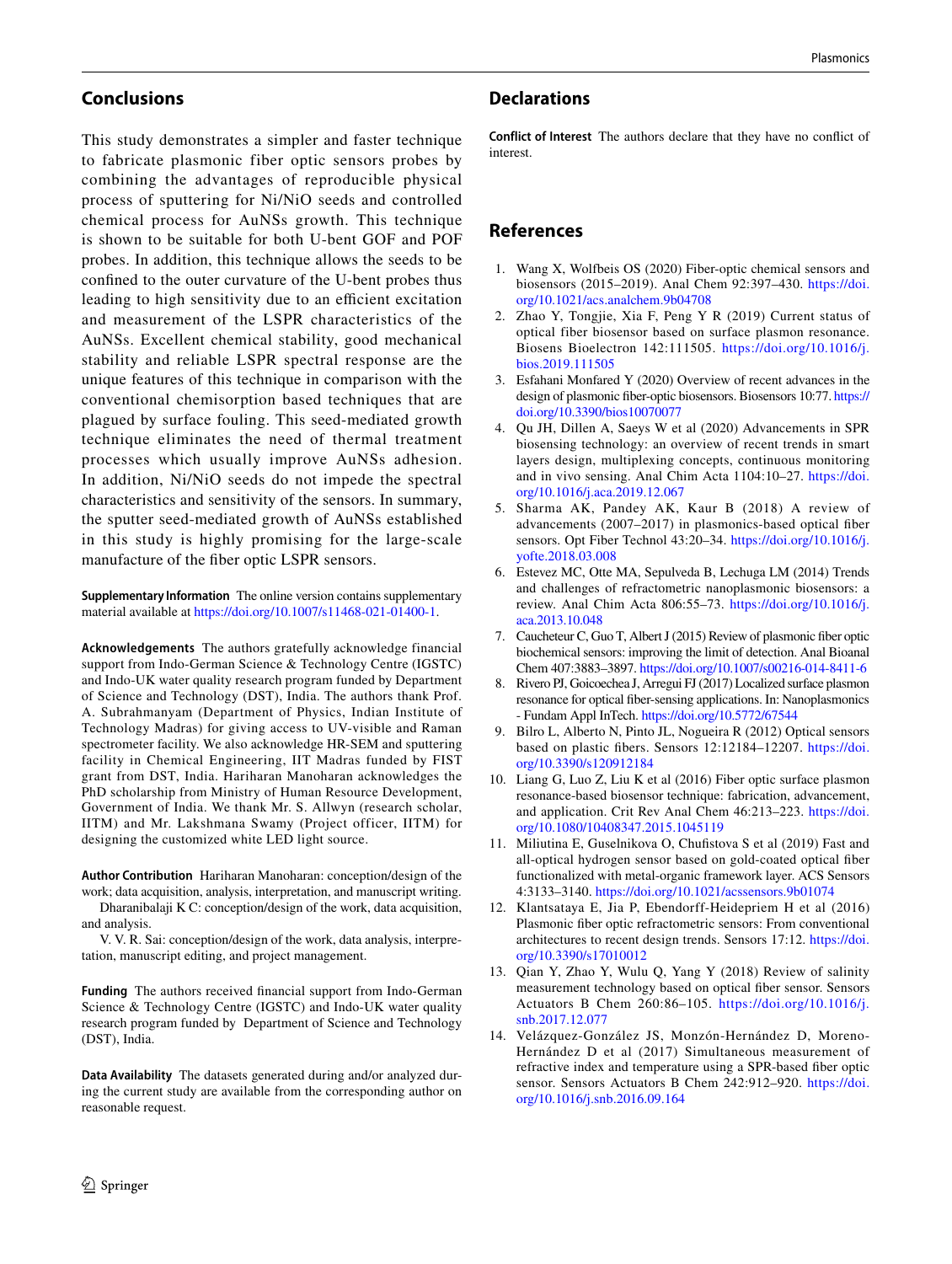## Conclusions

This study demonstrates a simpler and faster technique to fabricate plasmonic fiber optic sensors probes by combining the advantages of reproducible physical process of sputtering for Ni/NiO seeds and controlled chemical process for AuNSs growth. This technique is shown to be suitable for both U-bent GOF and POF probes. In addition, this technique allows the seeds to be confined to the outer curvature of the U-bent probes thus leading to high sensitivity due to an efficient excitation and measurement of the LSPR characteristics of the AuNSs. Excellent chemical stability, good mechanical stability and reliable LSPR spectral response are the unique features of this technique in comparison with the conventional chemisorption based techniques that are plagued by surface fouling. This seed-mediated growth technique eliminates the need of thermal treatment processes which usually improve AuNSs adhesion. In addition, Ni/NiO seeds do not impede the spectral characteristics and sensitivity of the sensors. In summary, the sputter seed-mediated growth of AuNSs established in this study is highly promising for the large-scale manufacture of the fiber optic LSPR sensors.

**Supplementary Information** The online version contains supplementary material available at https://doi.org/10.1007/s11468-021-01400-1.

**Acknowledgements** The authors gratefully acknowledge financial support from Indo-German Science & Technology Centre (IGSTC) and Indo-UK water quality research program funded by Department of Science and Technology (DST), India. The authors thank Prof. A. Subrahmanyam (Department of Physics, Indian Institute of Technology Madras) for giving access to UV-visible and Raman spectrometer facility. We also acknowledge HR-SEM and sputtering facility in Chemical Engineering, IIT Madras funded by FIST grant from DST, India. Hariharan Manoharan acknowledges the PhD scholarship from Ministry of Human Resource Development, Government of India. We thank Mr. S. Allwyn (research scholar, IITM) and Mr. Lakshmana Swamy (Project officer, IITM) for designing the customized white LED light source.

**Author Contribution** Hariharan Manoharan: conception/design of the work; data acquisition, analysis, interpretation, and manuscript writing.

Dharanibalaji K C: conception/design of the work, data acquisition, and analysis.

V. V. R. Sai: conception/design of the work, data analysis, interpretation, manuscript editing, and project management.

**Funding** The authors received financial support from Indo-German Science & Technology Centre (IGSTC) and Indo-UK water quality research program funded by Department of Science and Technology (DST), India.

**Data Availability** The datasets generated during and/or analyzed during the current study are available from the corresponding author on reasonable request.

## Declarations

**Conflict of Interest** The authors declare that they have no conflict of interest.

## References

1. Wang X, Wolfbeis OS (2020) Fiber-optic chemical sensors and biosensors (2015–2019). Anal Chem 92:397–430. https://doi.org/10.1021/acs.analchem.9b04708
2. Zhao Y, Tongjie, Xia F, Peng Y R (2019) Current status of optical fiber biosensor based on surface plasmon resonance. Biosens Bioelectron 142:111505. https://doi.org/10.1016/j.bios.2019.111505
3. Esfahani Monfared Y (2020) Overview of recent advances in the design of plasmonic fiber-optic biosensors. Biosensors 10:77. https://doi.org/10.3390/bios10070077
4. Qu JH, Dillen A, Saeys W et al (2020) Advancements in SPR biosensing technology: an overview of recent trends in smart layers design, multiplexing concepts, continuous monitoring and in vivo sensing. Anal Chim Acta 1104:10–27. https://doi.org/10.1016/j.aca.2019.12.067
5. Sharma AK, Pandey AK, Kaur B (2018) A review of advancements (2007–2017) in plasmonics-based optical fiber sensors. Opt Fiber Technol 43:20–34. https://doi.org/10.1016/j.yofte.2018.03.008
6. Estevez MC, Otte MA, Sepulveda B, Lechuga LM (2014) Trends and challenges of refractometric nanoplasmonic biosensors: a review. Anal Chim Acta 806:55–73. https://doi.org/10.1016/j.aca.2013.10.048
7. Caucheteur C, Guo T, Albert J (2015) Review of plasmonic fiber optic biochemical sensors: improving the limit of detection. Anal Bioanal Chem 407:3883–3897. https://doi.org/10.1007/s00216-014-8411-6
8. Rivero PJ, Goicoechea J, Arregui FJ (2017) Localized surface plasmon resonance for optical fiber-sensing applications. In: Nanoplasmonics - Fundam Appl InTech. https://doi.org/10.5772/67544
9. Bilro L, Alberto N, Pinto JL, Nogueira R (2012) Optical sensors based on plastic fibers. Sensors 12:12184–12207. https://doi.org/10.3390/s120912184
10. Liang G, Luo Z, Liu K et al (2016) Fiber optic surface plasmon resonance-based biosensor technique: fabrication, advancement, and application. Crit Rev Anal Chem 46:213–223. https://doi.org/10.1080/10408347.2015.1045119
11. Miliutina E, Guselnikova O, Chufistova S et al (2019) Fast and all-optical hydrogen sensor based on gold-coated optical fiber functionalized with metal-organic framework layer. ACS Sensors 4:3133–3140. https://doi.org/10.1021/acssensors.9b01074
12. Klantsataya E, Jia P, Ebendorff-Heidepriem H et al (2016) Plasmonic fiber optic refractometric sensors: From conventional architectures to recent design trends. Sensors 17:12. https://doi.org/10.3390/s17010012
13. Qian Y, Zhao Y, Wulu Q, Yang Y (2018) Review of salinity measurement technology based on optical fiber sensor. Sensors Actuators B Chem 260:86–105. https://doi.org/10.1016/j.snb.2017.12.077
14. Velázquez-González JS, Monzón-Hernández D, Moreno-Hernández D et al (2017) Simultaneous measurement of refractive index and temperature using a SPR-based fiber optic sensor. Sensors Actuators B Chem 242:912–920. https://doi.org/10.1016/j.snb.2016.09.164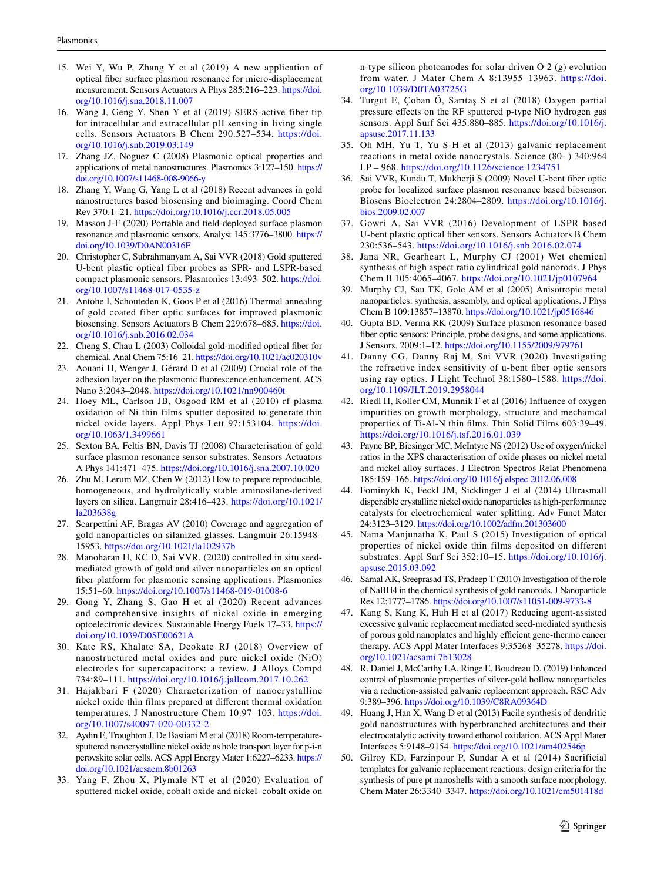15. Wei Y, Wu P, Zhang Y et al (2019) A new application of optical fiber surface plasmon resonance for micro-displacement measurement. Sensors Actuators A Phys 285:216–223. https://doi.org/10.1016/j.sna.2018.11.007
16. Wang J, Geng Y, Shen Y et al (2019) SERS-active fiber tip for intracellular and extracellular pH sensing in living single cells. Sensors Actuators B Chem 290:527–534. https://doi.org/10.1016/j.snb.2019.03.149
17. Zhang JZ, Noguez C (2008) Plasmonic optical properties and applications of metal nanostructures. Plasmonics 3:127–150. https://doi.org/10.1007/s11468-008-9066-y
18. Zhang Y, Wang G, Yang L et al (2018) Recent advances in gold nanostructures based biosensing and bioimaging. Coord Chem Rev 370:1–21. https://doi.org/10.1016/j.ccr.2018.05.005
19. Masson J-F (2020) Portable and field-deployed surface plasmon resonance and plasmonic sensors. Analyst 145:3776–3800. https://doi.org/10.1039/D0AN00316F
20. Christopher C, Subrahmanyam A, Sai VVR (2018) Gold sputtered U-bent plastic optical fiber probes as SPR- and LSPR-based compact plasmonic sensors. Plasmonics 13:493–502. https://doi.org/10.1007/s11468-017-0535-z
21. Antohe I, Schouteden K, Goos P et al (2016) Thermal annealing of gold coated fiber optic surfaces for improved plasmonic biosensing. Sensors Actuators B Chem 229:678–685. https://doi.org/10.1016/j.snb.2016.02.034
22. Cheng S, Chau L (2003) Colloidal gold-modified optical fiber for chemical. Anal Chem 75:16–21. https://doi.org/10.1021/ac020310v
23. Aouani H, Wenger J, Gérard D et al (2009) Crucial role of the adhesion layer on the plasmonic fluorescence enhancement. ACS Nano 3:2043–2048. https://doi.org/10.1021/nn900460t
24. Hoey ML, Carlson JB, Osgood RM et al (2010) rf plasma oxidation of Ni thin films sputter deposited to generate thin nickel oxide layers. Appl Phys Lett 97:153104. https://doi.org/10.1063/1.3499661
25. Sexton BA, Feltis BN, Davis TJ (2008) Characterisation of gold surface plasmon resonance sensor substrates. Sensors Actuators A Phys 141:471–475. https://doi.org/10.1016/j.sna.2007.10.020
26. Zhu M, Lerum MZ, Chen W (2012) How to prepare reproducible, homogeneous, and hydrolytically stable aminosilane-derived layers on silica. Langmuir 28:416–423. https://doi.org/10.1021/la203638g
27. Scarpettini AF, Bragas AV (2010) Coverage and aggregation of gold nanoparticles on silanized glasses. Langmuir 26:15948–15953. https://doi.org/10.1021/la102937b
28. Manoharan H, KC D, Sai VVR, (2020) controlled in situ seed-mediated growth of gold and silver nanoparticles on an optical fiber platform for plasmonic sensing applications. Plasmonics 15:51–60. https://doi.org/10.1007/s11468-019-01008-6
29. Gong Y, Zhang S, Gao H et al (2020) Recent advances and comprehensive insights of nickel oxide in emerging optoelectronic devices. Sustainable Energy Fuels 17–33. https://doi.org/10.1039/D0SE00621A
30. Kate RS, Khalate SA, Deokate RJ (2018) Overview of nanostructured metal oxides and pure nickel oxide (NiO) electrodes for supercapacitors: a review. J Alloys Compd 734:89–111. https://doi.org/10.1016/j.jallcom.2017.10.262
31. Hajakbari F (2020) Characterization of nanocrystalline nickel oxide thin films prepared at different thermal oxidation temperatures. J Nanostructure Chem 10:97–103. https://doi.org/10.1007/s40097-020-00332-2
32. Aydin E, Troughton J, De Bastiani M et al (2018) Room-temperature-sputtered nanocrystalline nickel oxide as hole transport layer for p-i-n perovskite solar cells. ACS Appl Energy Mater 1:6227–6233. https://doi.org/10.1021/acsaem.8b01263
33. Yang F, Zhou X, Plymale NT et al (2020) Evaluation of sputtered nickel oxide, cobalt oxide and nickel–cobalt oxide on n-type silicon photoanodes for solar-driven O 2 (g) evolution from water. J Mater Chem A 8:13955–13963. https://doi.org/10.1039/D0TA03725G
34. Turgut E, Çoban Ö, Sarıtaş S et al (2018) Oxygen partial pressure effects on the RF sputtered p-type NiO hydrogen gas sensors. Appl Surf Sci 435:880–885. https://doi.org/10.1016/j.apsusc.2017.11.133
35. Oh MH, Yu T, Yu S-H et al (2013) galvanic replacement reactions in metal oxide nanocrystals. Science (80- ) 340:964 LP – 968. https://doi.org/10.1126/science.1234751
36. Sai VVR, Kundu T, Mukherji S (2009) Novel U-bent fiber optic probe for localized surface plasmon resonance based biosensor. Biosens Bioelectron 24:2804–2809. https://doi.org/10.1016/j.bios.2009.02.007
37. Gowri A, Sai VVR (2016) Development of LSPR based U-bent plastic optical fiber sensors. Sensors Actuators B Chem 230:536–543. https://doi.org/10.1016/j.snb.2016.02.074
38. Jana NR, Gearheart L, Murphy CJ (2001) Wet chemical synthesis of high aspect ratio cylindrical gold nanorods. J Phys Chem B 105:4065–4067. https://doi.org/10.1021/jp0107964
39. Murphy CJ, Sau TK, Gole AM et al (2005) Anisotropic metal nanoparticles: synthesis, assembly, and optical applications. J Phys Chem B 109:13857–13870. https://doi.org/10.1021/jp0516846
40. Gupta BD, Verma RK (2009) Surface plasmon resonance-based fiber optic sensors: Principle, probe designs, and some applications. J Sensors. 2009:1–12. https://doi.org/10.1155/2009/979761
41. Danny CG, Danny Raj M, Sai VVR (2020) Investigating the refractive index sensitivity of u-bent fiber optic sensors using ray optics. J Light Technol 38:1580–1588. https://doi.org/10.1109/JLT.2019.2958044
42. Riedl H, Koller CM, Munnik F et al (2016) Influence of oxygen impurities on growth morphology, structure and mechanical properties of Ti-Al-N thin films. Thin Solid Films 603:39–49. https://doi.org/10.1016/j.tsf.2016.01.039
43. Payne BP, Biesinger MC, McIntyre NS (2012) Use of oxygen/nickel ratios in the XPS characterisation of oxide phases on nickel metal and nickel alloy surfaces. J Electron Spectros Relat Phenomena 185:159–166. https://doi.org/10.1016/j.elspec.2012.06.008
44. Fominykh K, Feckl JM, Sicklinger J et al (2014) Ultrasmall dispersible crystalline nickel oxide nanoparticles as high-performance catalysts for electrochemical water splitting. Adv Funct Mater 24:3123–3129. https://doi.org/10.1002/adfm.201303600
45. Nama Manjunatha K, Paul S (2015) Investigation of optical properties of nickel oxide thin films deposited on different substrates. Appl Surf Sci 352:10–15. https://doi.org/10.1016/j.apsusc.2015.03.092
46. Samal AK, Sreeprasad TS, Pradeep T (2010) Investigation of the role of NaBH4 in the chemical synthesis of gold nanorods. J Nanoparticle Res 12:1777–1786. https://doi.org/10.1007/s11051-009-9733-8
47. Kang S, Kang K, Huh H et al (2017) Reducing agent-assisted excessive galvanic replacement mediated seed-mediated synthesis of porous gold nanoplates and highly efficient gene-thermo cancer therapy. ACS Appl Mater Interfaces 9:35268–35278. https://doi.org/10.1021/acsami.7b13028
48. R. Daniel J, McCarthy LA, Ringe E, Boudreau D, (2019) Enhanced control of plasmonic properties of silver-gold hollow nanoparticles via a reduction-assisted galvanic replacement approach. RSC Adv 9:389–396. https://doi.org/10.1039/C8RA09364D
49. Huang J, Han X, Wang D et al (2013) Facile synthesis of dendritic gold nanostructures with hyperbranched architectures and their electrocatalytic activity toward ethanol oxidation. ACS Appl Mater Interfaces 5:9148–9154. https://doi.org/10.1021/am402546p
50. Gilroy KD, Farzinpour P, Sundar A et al (2014) Sacrificial templates for galvanic replacement reactions: design criteria for the synthesis of pure pt nanoshells with a smooth surface morphology. Chem Mater 26:3340–3347. https://doi.org/10.1021/cm501418d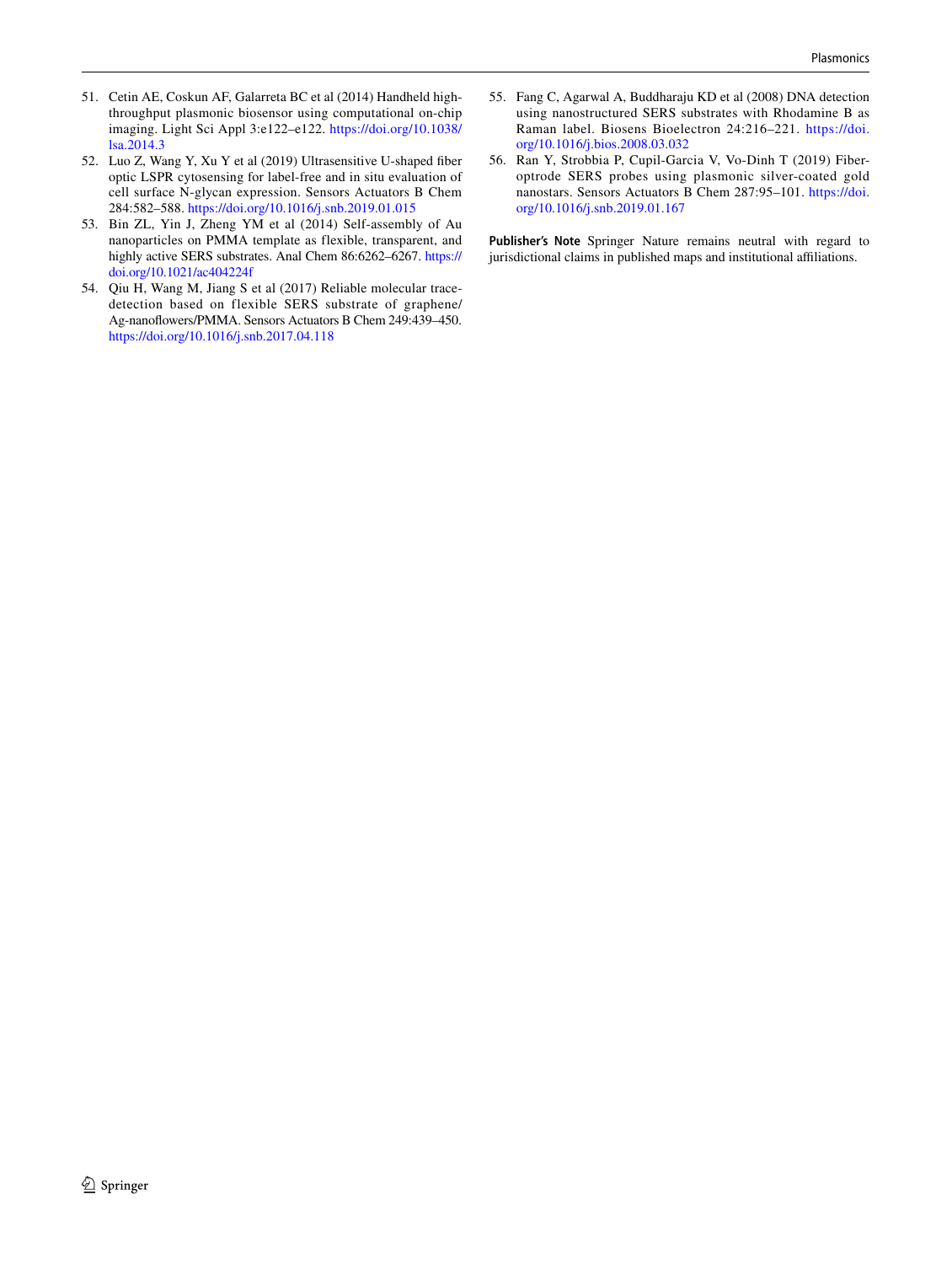51. Cetin AE, Coskun AF, Galarreta BC et al (2014) Handheld high-throughput plasmonic biosensor using computational on-chip imaging. Light Sci Appl 3:e122–e122. https://doi.org/10.1038/lsa.2014.3
52. Luo Z, Wang Y, Xu Y et al (2019) Ultrasensitive U-shaped fiber optic LSPR cytosensing for label-free and in situ evaluation of cell surface N-glycan expression. Sensors Actuators B Chem 284:582–588. https://doi.org/10.1016/j.snb.2019.01.015
53. Bin ZL, Yin J, Zheng YM et al (2014) Self-assembly of Au nanoparticles on PMMA template as flexible, transparent, and highly active SERS substrates. Anal Chem 86:6262–6267. https://doi.org/10.1021/ac404224f
54. Qiu H, Wang M, Jiang S et al (2017) Reliable molecular trace-detection based on flexible SERS substrate of graphene/Ag-nanoflowers/PMMA. Sensors Actuators B Chem 249:439–450. https://doi.org/10.1016/j.snb.2017.04.118
55. Fang C, Agarwal A, Buddharaju KD et al (2008) DNA detection using nanostructured SERS substrates with Rhodamine B as Raman label. Biosens Bioelectron 24:216–221. https://doi.org/10.1016/j.bios.2008.03.032
56. Ran Y, Strobbia P, Cupil-Garcia V, Vo-Dinh T (2019) Fiber-optrode SERS probes using plasmonic silver-coated gold nanostars. Sensors Actuators B Chem 287:95–101. https://doi.org/10.1016/j.snb.2019.01.167

**Publisher's Note** Springer Nature remains neutral with regard to jurisdictional claims in published maps and institutional affiliations.